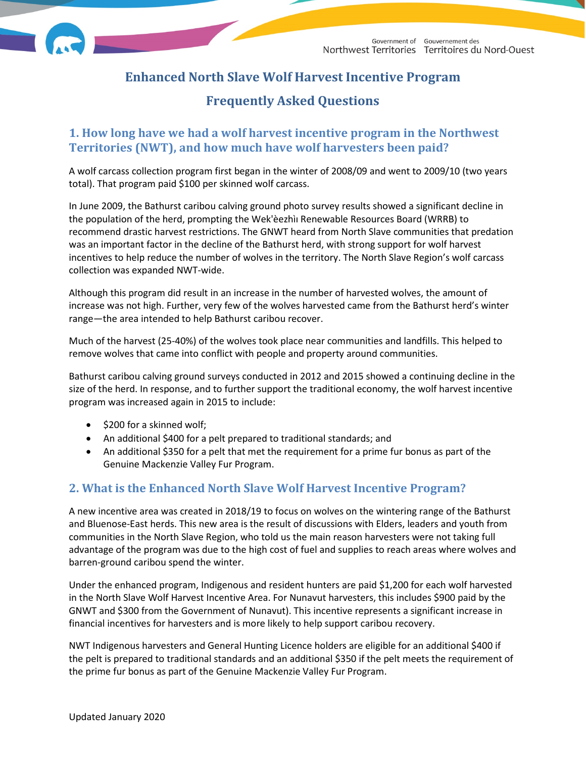# Enhanced North Slave Wolf Harvest Incentive Program

# Frequently Asked Questions

## 1. How long have we had a wolf harvest incentive program in the Northwest Territories (NWT), and how much have wolf harvesters been paid?

A wolf carcass collection program first began in the winter of 2008/09 and went to 2009/10 (two years total). That program paid $100 per skinned wolf carcass.

In June 2009, the Bathurst caribou calving ground photo survey results showed a significant decline in the population of the herd, prompting the Wek'èezhìı Renewable Resources Board (WRRB) to recommend drastic harvest restrictions. The GNWT heard from North Slave communities that predation was an important factor in the decline of the Bathurst herd, with strong support for wolf harvest incentives to help reduce the number of wolves in the territory. The North Slave Region's wolf carcass collection was expanded NWT-wide.

Although this program did result in an increase in the number of harvested wolves, the amount of increase was not high. Further, very few of the wolves harvested came from the Bathurst herd's winter range—the area intended to help Bathurst caribou recover.

Much of the harvest (25-40%) of the wolves took place near communities and landfills. This helped to remove wolves that came into conflict with people and property around communities.

Bathurst caribou calving ground surveys conducted in 2012 and 2015 showed a continuing decline in the size of the herd. In response, and to further support the traditional economy, the wolf harvest incentive program was increased again in 2015 to include:

- $200 for a skinned wolf;
- An additional $400 for a pelt prepared to traditional standards; and
- An additional $350 for a pelt that met the requirement for a prime fur bonus as part of the Genuine Mackenzie Valley Fur Program.

## 2. What is the Enhanced North Slave Wolf Harvest Incentive Program?

A new incentive area was created in 2018/19 to focus on wolves on the wintering range of the Bathurst and Bluenose-East herds. This new area is the result of discussions with Elders, leaders and youth from communities in the North Slave Region, who told us the main reason harvesters were not taking full advantage of the program was due to the high cost of fuel and supplies to reach areas where wolves and barren-ground caribou spend the winter.

Under the enhanced program, Indigenous and resident hunters are paid $1,200 for each wolf harvested in the North Slave Wolf Harvest Incentive Area. For Nunavut harvesters, this includes $900 paid by the GNWT and $300 from the Government of Nunavut). This incentive represents a significant increase in financial incentives for harvesters and is more likely to help support caribou recovery.

NWT Indigenous harvesters and General Hunting Licence holders are eligible for an additional $400 if the pelt is prepared to traditional standards and an additional $350 if the pelt meets the requirement of the prime fur bonus as part of the Genuine Mackenzie Valley Fur Program.

Updated January 2020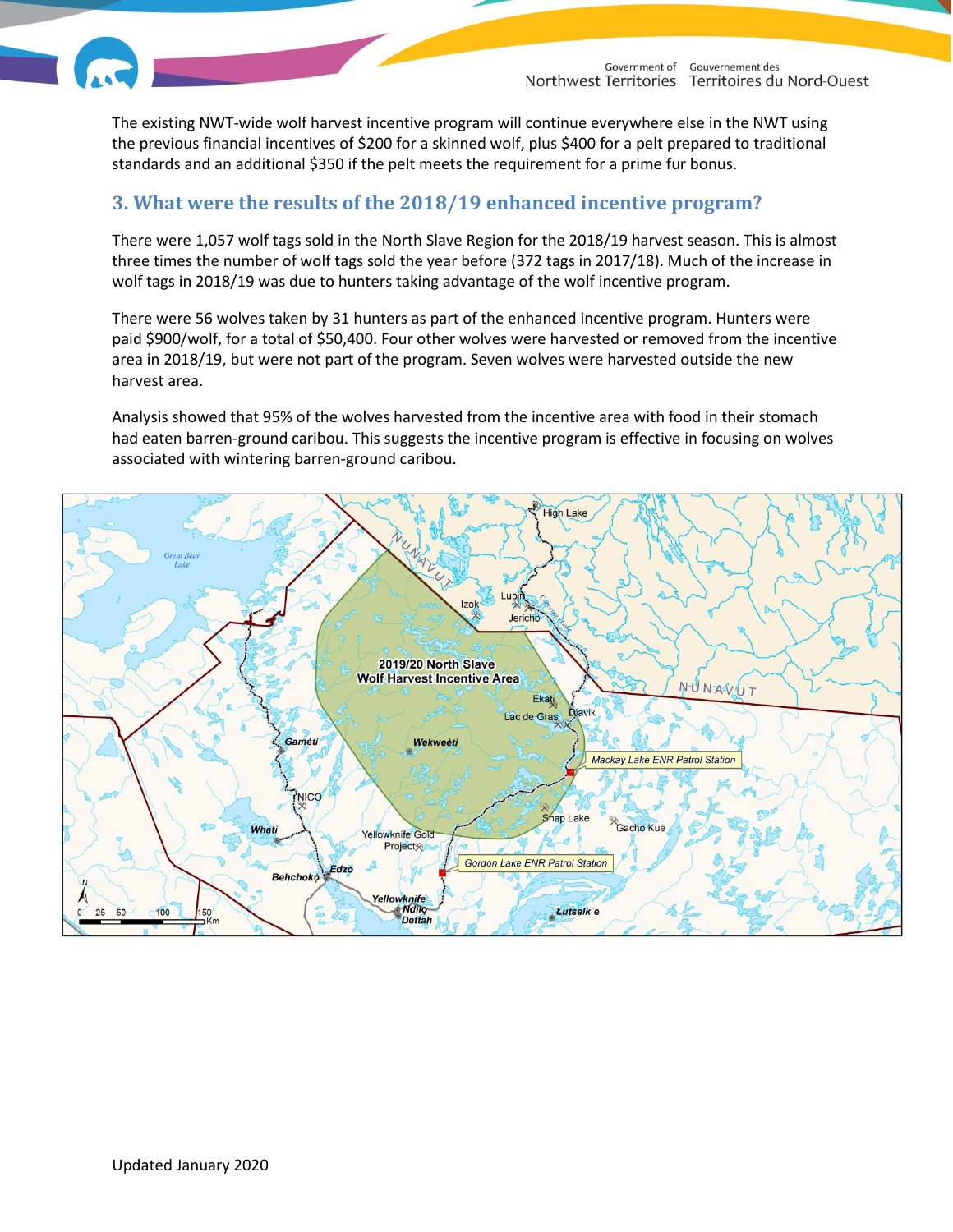The existing NWT-wide wolf harvest incentive program will continue everywhere else in the NWT using the previous financial incentives of $200 for a skinned wolf, plus $400 for a pelt prepared to traditional standards and an additional $350 if the pelt meets the requirement for a prime fur bonus.

## 3. What were the results of the 2018/19 enhanced incentive program?

There were 1,057 wolf tags sold in the North Slave Region for the 2018/19 harvest season. This is almost three times the number of wolf tags sold the year before (372 tags in 2017/18). Much of the increase in wolf tags in 2018/19 was due to hunters taking advantage of the wolf incentive program.

There were 56 wolves taken by 31 hunters as part of the enhanced incentive program. Hunters were paid $900/wolf, for a total of $50,400. Four other wolves were harvested or removed from the incentive area in 2018/19, but were not part of the program. Seven wolves were harvested outside the new harvest area.

Analysis showed that 95% of the wolves harvested from the incentive area with food in their stomach had eaten barren-ground caribou. This suggests the incentive program is effective in focusing on wolves associated with wintering barren-ground caribou.

Updated January 2020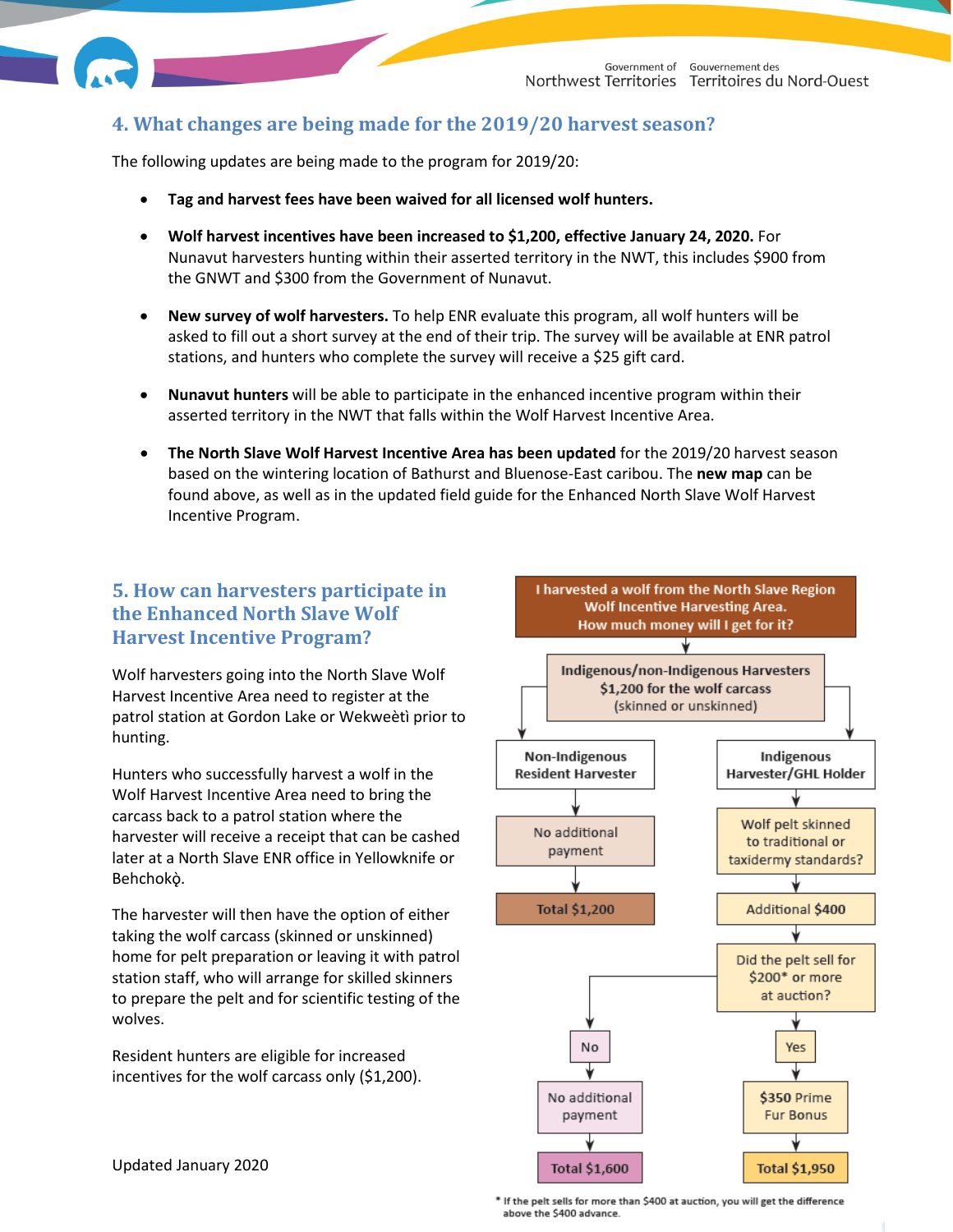## 4. What changes are being made for the 2019/20 harvest season?

The following updates are being made to the program for 2019/20:

- **Tag and harvest fees have been waived for all licensed wolf hunters.**
- **Wolf harvest incentives have been increased to $1,200, effective January 24, 2020.** For Nunavut harvesters hunting within their asserted territory in the NWT, this includes $900 from the GNWT and $300 from the Government of Nunavut.
- **New survey of wolf harvesters.** To help ENR evaluate this program, all wolf hunters will be asked to fill out a short survey at the end of their trip. The survey will be available at ENR patrol stations, and hunters who complete the survey will receive a $25 gift card.
- **Nunavut hunters** will be able to participate in the enhanced incentive program within their asserted territory in the NWT that falls within the Wolf Harvest Incentive Area.
- **The North Slave Wolf Harvest Incentive Area has been updated** for the 2019/20 harvest season based on the wintering location of Bathurst and Bluenose-East caribou. The **new map** can be found above, as well as in the updated field guide for the Enhanced North Slave Wolf Harvest Incentive Program.

## 5. How can harvesters participate in the Enhanced North Slave Wolf Harvest Incentive Program?

Wolf harvesters going into the North Slave Wolf Harvest Incentive Area need to register at the patrol station at Gordon Lake or Wekweètì prior to hunting.

Hunters who successfully harvest a wolf in the Wolf Harvest Incentive Area need to bring the carcass back to a patrol station where the harvester will receive a receipt that can be cashed later at a North Slave ENR office in Yellowknife or Behchokǫ̀.

The harvester will then have the option of either taking the wolf carcass (skinned or unskinned) home for pelt preparation or leaving it with patrol station staff, who will arrange for skilled skinners to prepare the pelt and for scientific testing of the wolves.

Resident hunters are eligible for increased incentives for the wolf carcass only ($1,200).

Updated January 2020

**I harvested a wolf from the North Slave Region Wolf Incentive Harvesting Area. How much money will I get for it?**

- **Indigenous/non-Indigenous Harvesters:** $1,200 for the wolf carcass (skinned or unskinned)
  - **Non-Indigenous Resident Harvester** → No additional payment → **Total $1,200**
  - **Indigenous Harvester/GHL Holder** → Wolf pelt skinned to traditional or taxidermy standards? → Additional $400 → Did the pelt sell for $200* or more at auction?
    - **No** → No additional payment → **Total $1,600**
    - **Yes** → $350 Prime Fur Bonus → **Total $1,950**

\* If the pelt sells for more than $400 at auction, you will get the difference above the $400 advance.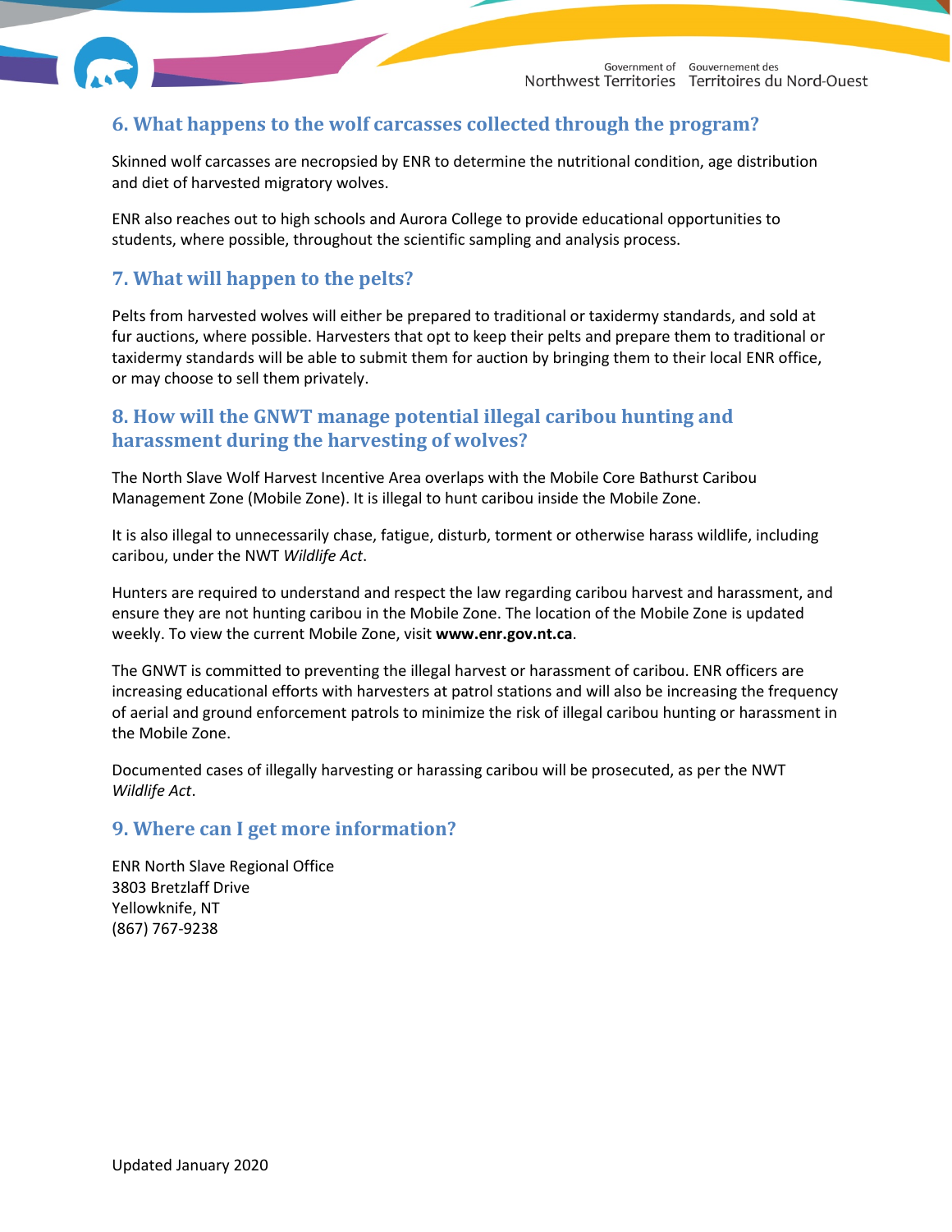## 6. What happens to the wolf carcasses collected through the program?

Skinned wolf carcasses are necropsied by ENR to determine the nutritional condition, age distribution and diet of harvested migratory wolves.

ENR also reaches out to high schools and Aurora College to provide educational opportunities to students, where possible, throughout the scientific sampling and analysis process.

## 7. What will happen to the pelts?

Pelts from harvested wolves will either be prepared to traditional or taxidermy standards, and sold at fur auctions, where possible. Harvesters that opt to keep their pelts and prepare them to traditional or taxidermy standards will be able to submit them for auction by bringing them to their local ENR office, or may choose to sell them privately.

## 8. How will the GNWT manage potential illegal caribou hunting and harassment during the harvesting of wolves?

The North Slave Wolf Harvest Incentive Area overlaps with the Mobile Core Bathurst Caribou Management Zone (Mobile Zone). It is illegal to hunt caribou inside the Mobile Zone.

It is also illegal to unnecessarily chase, fatigue, disturb, torment or otherwise harass wildlife, including caribou, under the NWT *Wildlife Act*.

Hunters are required to understand and respect the law regarding caribou harvest and harassment, and ensure they are not hunting caribou in the Mobile Zone. The location of the Mobile Zone is updated weekly. To view the current Mobile Zone, visit **www.enr.gov.nt.ca**.

The GNWT is committed to preventing the illegal harvest or harassment of caribou. ENR officers are increasing educational efforts with harvesters at patrol stations and will also be increasing the frequency of aerial and ground enforcement patrols to minimize the risk of illegal caribou hunting or harassment in the Mobile Zone.

Documented cases of illegally harvesting or harassing caribou will be prosecuted, as per the NWT *Wildlife Act*.

## 9. Where can I get more information?

ENR North Slave Regional Office
3803 Bretzlaff Drive
Yellowknife, NT
(867) 767-9238

Updated January 2020